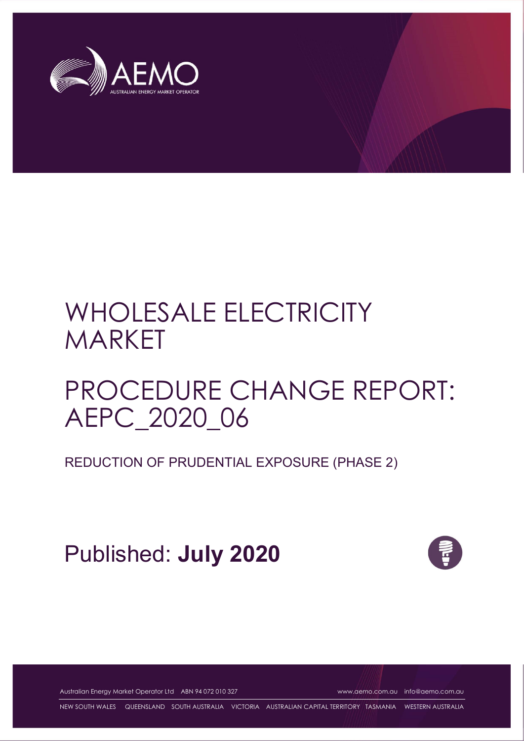# WHOLESALE ELECTRICITY MARKET

# PROCEDURE CHANGE REPORT: AEPC_2020_06

REDUCTION OF PRUDENTIAL EXPOSURE (PHASE 2)

Published: **July 2020**

Australian Energy Market Operator Ltd ABN 94 072 010 327 www.aemo.com.au info@aemo.com.au

NEW SOUTH WALES QUEENSLAND SOUTH AUSTRALIA VICTORIA AUSTRALIAN CAPITAL TERRITORY TASMANIA WESTERN AUSTRALIA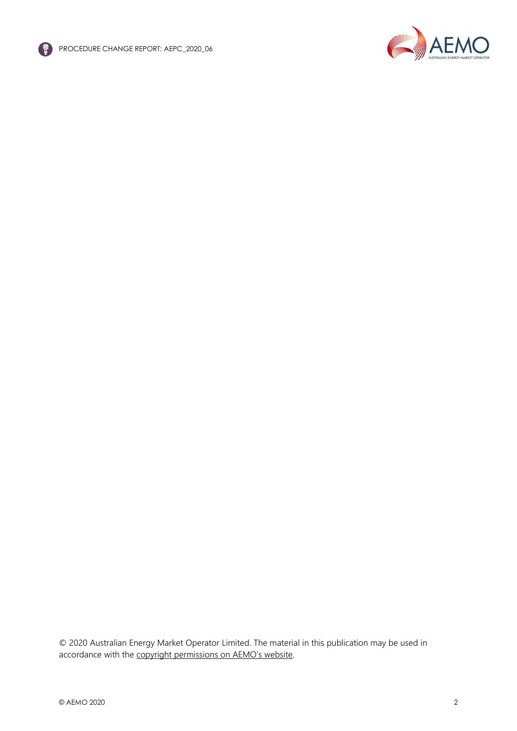© 2020 Australian Energy Market Operator Limited. The material in this publication may be used in accordance with the copyright permissions on AEMO's website.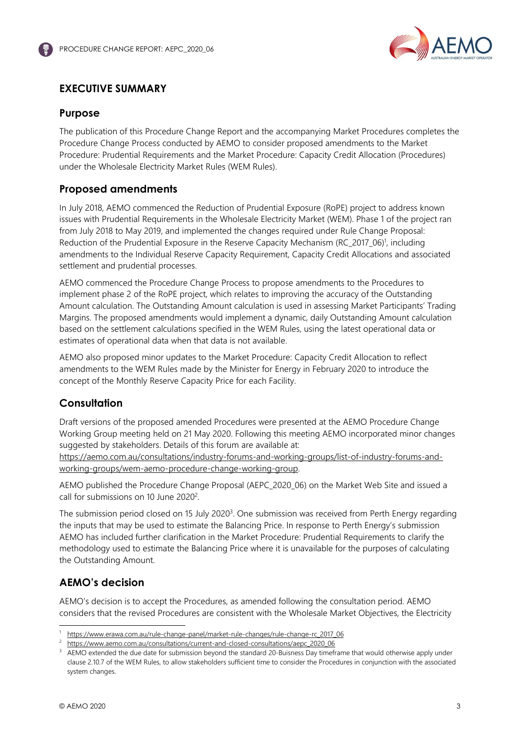## EXECUTIVE SUMMARY

### Purpose

The publication of this Procedure Change Report and the accompanying Market Procedures completes the Procedure Change Process conducted by AEMO to consider proposed amendments to the Market Procedure: Prudential Requirements and the Market Procedure: Capacity Credit Allocation (Procedures) under the Wholesale Electricity Market Rules (WEM Rules).

### Proposed amendments

In July 2018, AEMO commenced the Reduction of Prudential Exposure (RoPE) project to address known issues with Prudential Requirements in the Wholesale Electricity Market (WEM). Phase 1 of the project ran from July 2018 to May 2019, and implemented the changes required under Rule Change Proposal: Reduction of the Prudential Exposure in the Reserve Capacity Mechanism (RC_2017_06)[1], including amendments to the Individual Reserve Capacity Requirement, Capacity Credit Allocations and associated settlement and prudential processes.

AEMO commenced the Procedure Change Process to propose amendments to the Procedures to implement phase 2 of the RoPE project, which relates to improving the accuracy of the Outstanding Amount calculation. The Outstanding Amount calculation is used in assessing Market Participants' Trading Margins. The proposed amendments would implement a dynamic, daily Outstanding Amount calculation based on the settlement calculations specified in the WEM Rules, using the latest operational data or estimates of operational data when that data is not available.

AEMO also proposed minor updates to the Market Procedure: Capacity Credit Allocation to reflect amendments to the WEM Rules made by the Minister for Energy in February 2020 to introduce the concept of the Monthly Reserve Capacity Price for each Facility.

### Consultation

Draft versions of the proposed amended Procedures were presented at the AEMO Procedure Change Working Group meeting held on 21 May 2020. Following this meeting AEMO incorporated minor changes suggested by stakeholders. Details of this forum are available at: https://aemo.com.au/consultations/industry-forums-and-working-groups/list-of-industry-forums-and-working-groups/wem-aemo-procedure-change-working-group.

AEMO published the Procedure Change Proposal (AEPC_2020_06) on the Market Web Site and issued a call for submissions on 10 June 2020[2].

The submission period closed on 15 July 2020[3]. One submission was received from Perth Energy regarding the inputs that may be used to estimate the Balancing Price. In response to Perth Energy's submission AEMO has included further clarification in the Market Procedure: Prudential Requirements to clarify the methodology used to estimate the Balancing Price where it is unavailable for the purposes of calculating the Outstanding Amount.

### AEMO's decision

AEMO's decision is to accept the Procedures, as amended following the consultation period. AEMO considers that the revised Procedures are consistent with the Wholesale Market Objectives, the Electricity

---

[1] https://www.erawa.com.au/rule-change-panel/market-rule-changes/rule-change-rc_2017_06

[2] https://www.aemo.com.au/consultations/current-and-closed-consultations/aepc_2020_06

[3] AEMO extended the due date for submission beyond the standard 20-Buisness Day timeframe that would otherwise apply under clause 2.10.7 of the WEM Rules, to allow stakeholders sufficient time to consider the Procedures in conjunction with the associated system changes.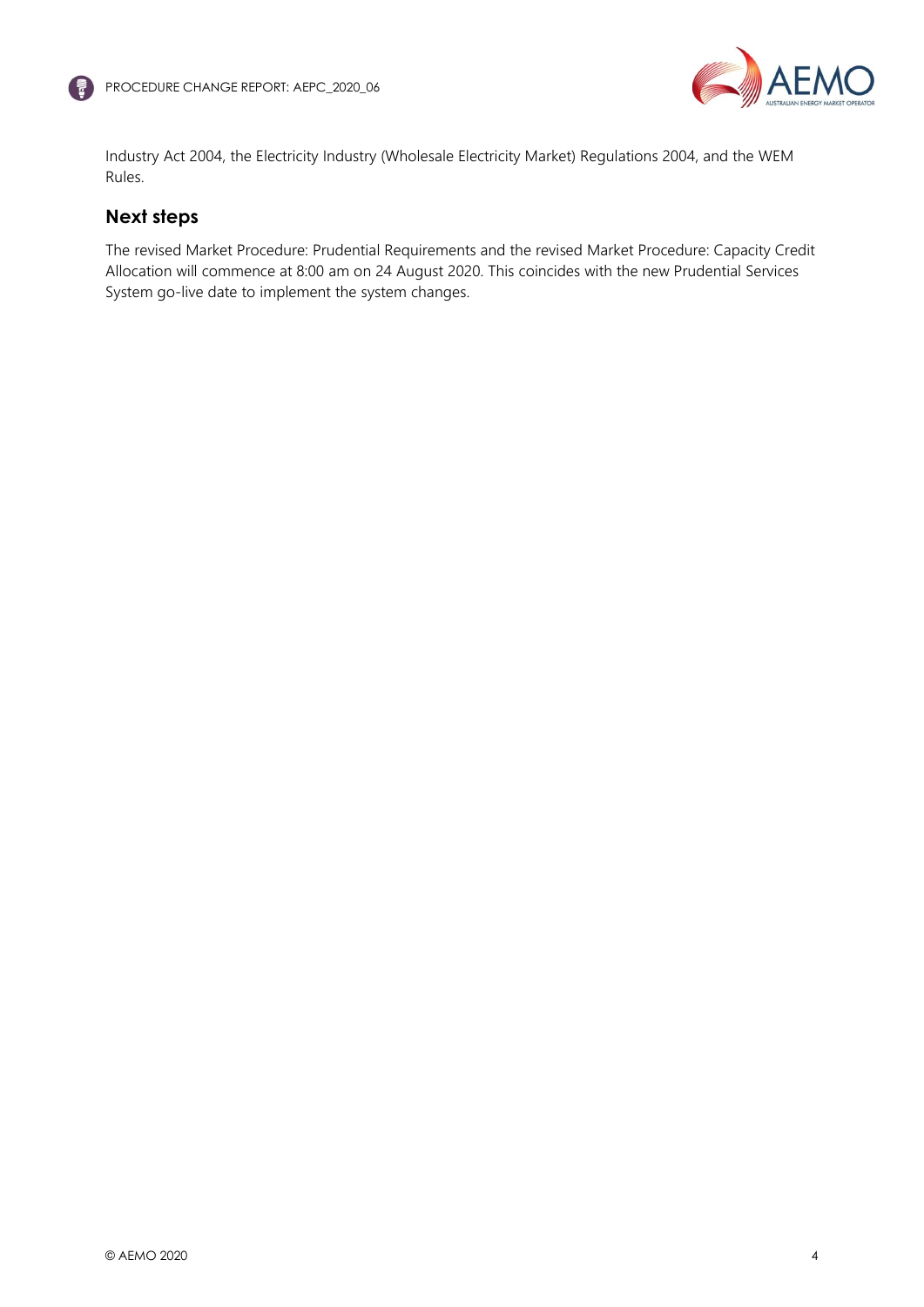Industry Act 2004, the Electricity Industry (Wholesale Electricity Market) Regulations 2004, and the WEM Rules.

## Next steps

The revised Market Procedure: Prudential Requirements and the revised Market Procedure: Capacity Credit Allocation will commence at 8:00 am on 24 August 2020. This coincides with the new Prudential Services System go-live date to implement the system changes.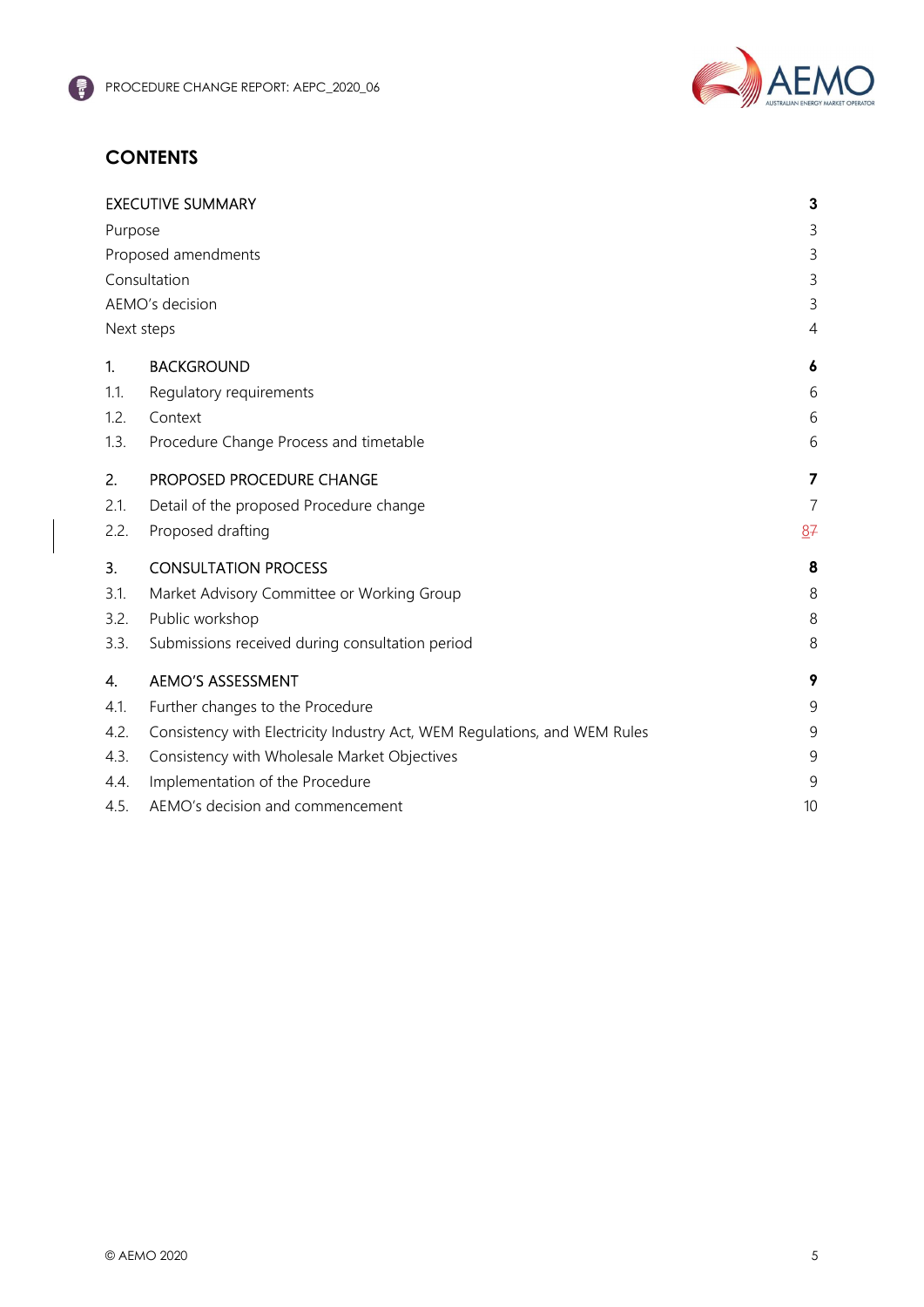# CONTENTS

| | | |
|---|---|---|
| **EXECUTIVE SUMMARY** | | **3** |
| Purpose | | 3 |
| Proposed amendments | | 3 |
| Consultation | | 3 |
| AEMO's decision | | 3 |
| Next steps | | 4 |
| **1.** | **BACKGROUND** | **6** |
| 1.1. | Regulatory requirements | 6 |
| 1.2. | Context | 6 |
| 1.3. | Procedure Change Process and timetable | 6 |
| **2.** | **PROPOSED PROCEDURE CHANGE** | **7** |
| 2.1. | Detail of the proposed Procedure change | 7 |
| 2.2. | Proposed drafting | 8~~7~~ |
| **3.** | **CONSULTATION PROCESS** | **8** |
| 3.1. | Market Advisory Committee or Working Group | 8 |
| 3.2. | Public workshop | 8 |
| 3.3. | Submissions received during consultation period | 8 |
| **4.** | **AEMO'S ASSESSMENT** | **9** |
| 4.1. | Further changes to the Procedure | 9 |
| 4.2. | Consistency with Electricity Industry Act, WEM Regulations, and WEM Rules | 9 |
| 4.3. | Consistency with Wholesale Market Objectives | 9 |
| 4.4. | Implementation of the Procedure | 9 |
| 4.5. | AEMO's decision and commencement | 10 |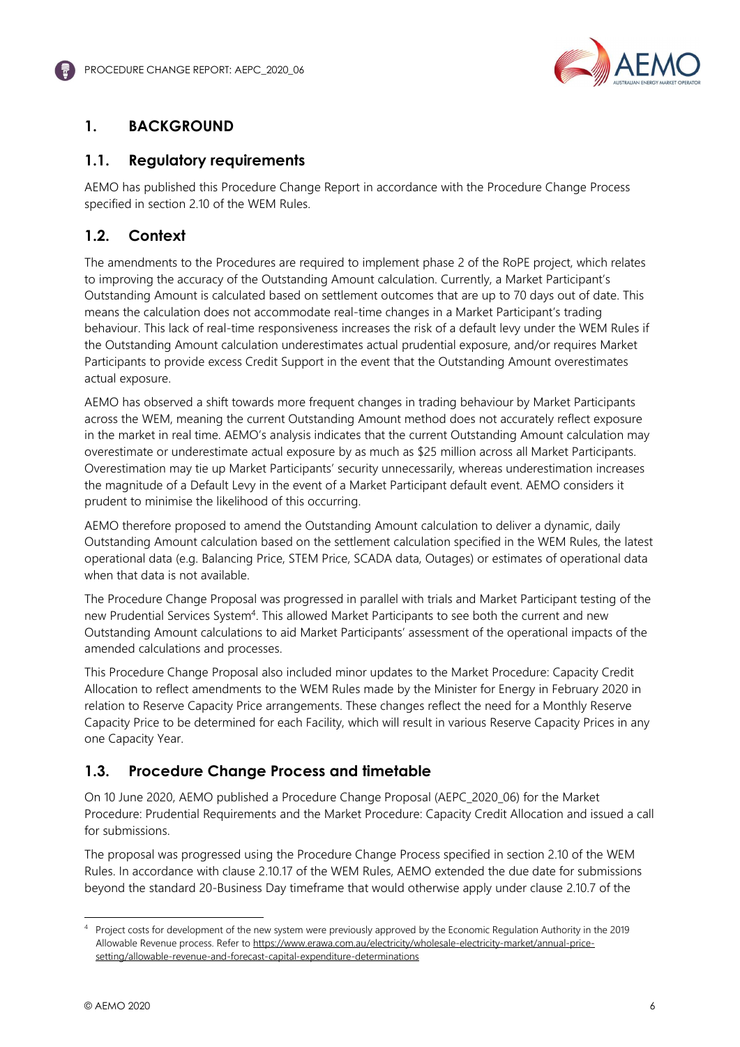# 1. BACKGROUND

## 1.1. Regulatory requirements

AEMO has published this Procedure Change Report in accordance with the Procedure Change Process specified in section 2.10 of the WEM Rules.

## 1.2. Context

The amendments to the Procedures are required to implement phase 2 of the RoPE project, which relates to improving the accuracy of the Outstanding Amount calculation. Currently, a Market Participant's Outstanding Amount is calculated based on settlement outcomes that are up to 70 days out of date. This means the calculation does not accommodate real-time changes in a Market Participant's trading behaviour. This lack of real-time responsiveness increases the risk of a default levy under the WEM Rules if the Outstanding Amount calculation underestimates actual prudential exposure, and/or requires Market Participants to provide excess Credit Support in the event that the Outstanding Amount overestimates actual exposure.

AEMO has observed a shift towards more frequent changes in trading behaviour by Market Participants across the WEM, meaning the current Outstanding Amount method does not accurately reflect exposure in the market in real time. AEMO's analysis indicates that the current Outstanding Amount calculation may overestimate or underestimate actual exposure by as much as $25 million across all Market Participants. Overestimation may tie up Market Participants' security unnecessarily, whereas underestimation increases the magnitude of a Default Levy in the event of a Market Participant default event. AEMO considers it prudent to minimise the likelihood of this occurring.

AEMO therefore proposed to amend the Outstanding Amount calculation to deliver a dynamic, daily Outstanding Amount calculation based on the settlement calculation specified in the WEM Rules, the latest operational data (e.g. Balancing Price, STEM Price, SCADA data, Outages) or estimates of operational data when that data is not available.

The Procedure Change Proposal was progressed in parallel with trials and Market Participant testing of the new Prudential Services System[4]. This allowed Market Participants to see both the current and new Outstanding Amount calculations to aid Market Participants' assessment of the operational impacts of the amended calculations and processes.

This Procedure Change Proposal also included minor updates to the Market Procedure: Capacity Credit Allocation to reflect amendments to the WEM Rules made by the Minister for Energy in February 2020 in relation to Reserve Capacity Price arrangements. These changes reflect the need for a Monthly Reserve Capacity Price to be determined for each Facility, which will result in various Reserve Capacity Prices in any one Capacity Year.

## 1.3. Procedure Change Process and timetable

On 10 June 2020, AEMO published a Procedure Change Proposal (AEPC_2020_06) for the Market Procedure: Prudential Requirements and the Market Procedure: Capacity Credit Allocation and issued a call for submissions.

The proposal was progressed using the Procedure Change Process specified in section 2.10 of the WEM Rules. In accordance with clause 2.10.17 of the WEM Rules, AEMO extended the due date for submissions beyond the standard 20-Business Day timeframe that would otherwise apply under clause 2.10.7 of the

---

[4] Project costs for development of the new system were previously approved by the Economic Regulation Authority in the 2019 Allowable Revenue process. Refer to https://www.erawa.com.au/electricity/wholesale-electricity-market/annual-price-setting/allowable-revenue-and-forecast-capital-expenditure-determinations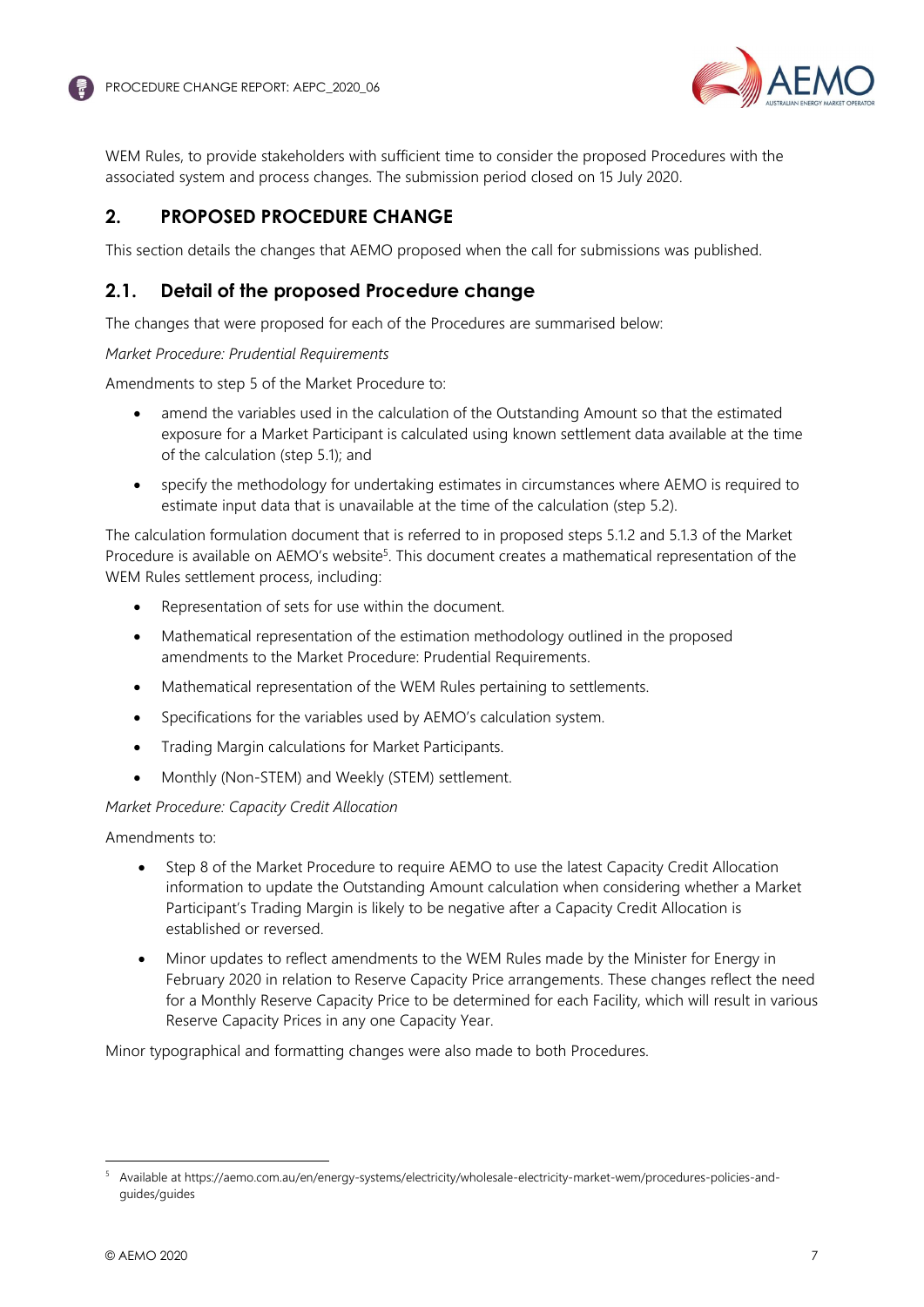WEM Rules, to provide stakeholders with sufficient time to consider the proposed Procedures with the associated system and process changes. The submission period closed on 15 July 2020.

## 2. PROPOSED PROCEDURE CHANGE

This section details the changes that AEMO proposed when the call for submissions was published.

### 2.1. Detail of the proposed Procedure change

The changes that were proposed for each of the Procedures are summarised below:

*Market Procedure: Prudential Requirements*

Amendments to step 5 of the Market Procedure to:

- amend the variables used in the calculation of the Outstanding Amount so that the estimated exposure for a Market Participant is calculated using known settlement data available at the time of the calculation (step 5.1); and
- specify the methodology for undertaking estimates in circumstances where AEMO is required to estimate input data that is unavailable at the time of the calculation (step 5.2).

The calculation formulation document that is referred to in proposed steps 5.1.2 and 5.1.3 of the Market Procedure is available on AEMO's website[5]. This document creates a mathematical representation of the WEM Rules settlement process, including:

- Representation of sets for use within the document.
- Mathematical representation of the estimation methodology outlined in the proposed amendments to the Market Procedure: Prudential Requirements.
- Mathematical representation of the WEM Rules pertaining to settlements.
- Specifications for the variables used by AEMO's calculation system.
- Trading Margin calculations for Market Participants.
- Monthly (Non-STEM) and Weekly (STEM) settlement.

*Market Procedure: Capacity Credit Allocation*

Amendments to:

- Step 8 of the Market Procedure to require AEMO to use the latest Capacity Credit Allocation information to update the Outstanding Amount calculation when considering whether a Market Participant's Trading Margin is likely to be negative after a Capacity Credit Allocation is established or reversed.
- Minor updates to reflect amendments to the WEM Rules made by the Minister for Energy in February 2020 in relation to Reserve Capacity Price arrangements. These changes reflect the need for a Monthly Reserve Capacity Price to be determined for each Facility, which will result in various Reserve Capacity Prices in any one Capacity Year.

Minor typographical and formatting changes were also made to both Procedures.

---

[5] Available at https://aemo.com.au/en/energy-systems/electricity/wholesale-electricity-market-wem/procedures-policies-and-guides/guides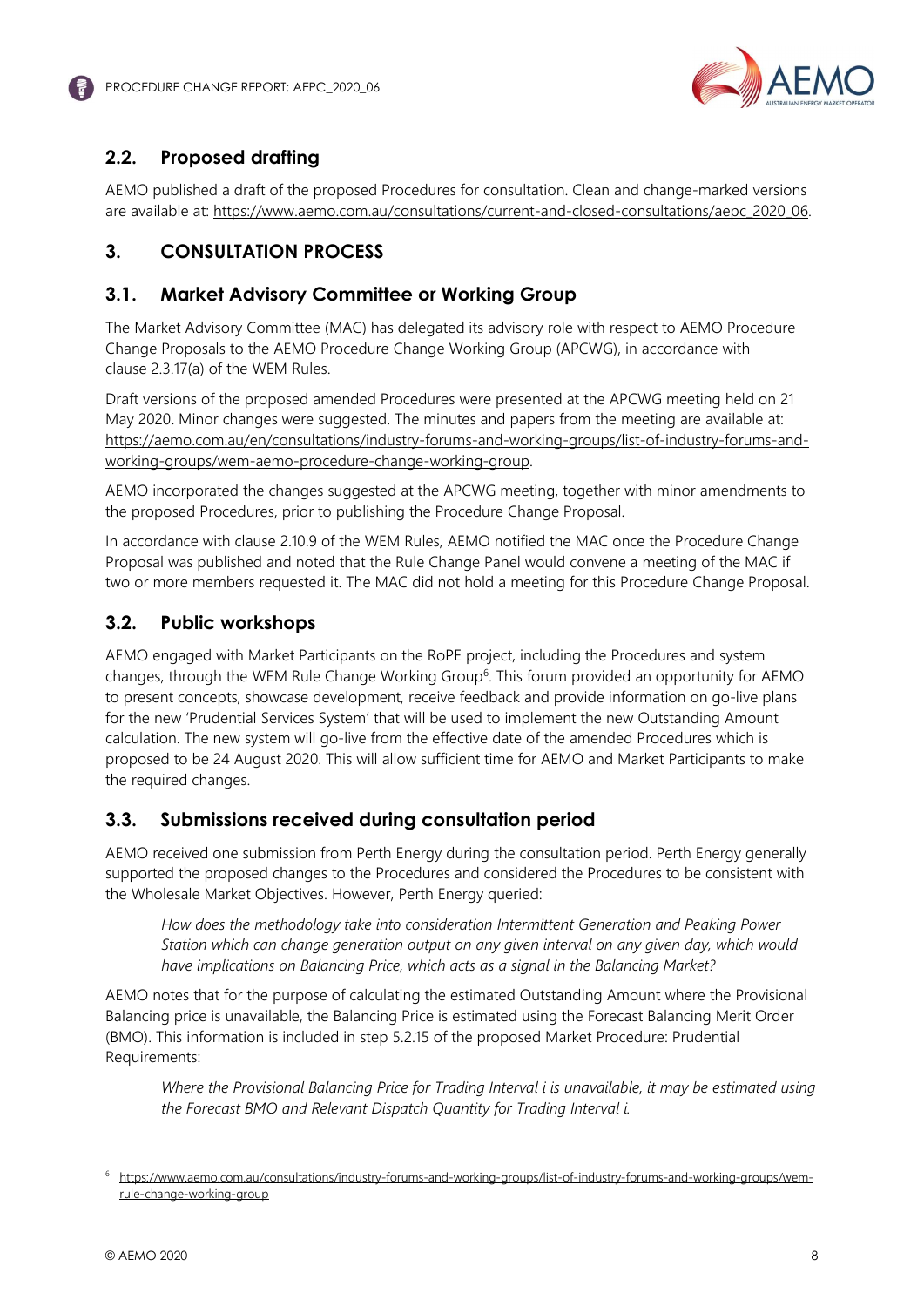## 2.2. Proposed drafting

AEMO published a draft of the proposed Procedures for consultation. Clean and change-marked versions are available at: https://www.aemo.com.au/consultations/current-and-closed-consultations/aepc_2020_06.

# 3. CONSULTATION PROCESS

## 3.1. Market Advisory Committee or Working Group

The Market Advisory Committee (MAC) has delegated its advisory role with respect to AEMO Procedure Change Proposals to the AEMO Procedure Change Working Group (APCWG), in accordance with clause 2.3.17(a) of the WEM Rules.

Draft versions of the proposed amended Procedures were presented at the APCWG meeting held on 21 May 2020. Minor changes were suggested. The minutes and papers from the meeting are available at: https://aemo.com.au/en/consultations/industry-forums-and-working-groups/list-of-industry-forums-and-working-groups/wem-aemo-procedure-change-working-group.

AEMO incorporated the changes suggested at the APCWG meeting, together with minor amendments to the proposed Procedures, prior to publishing the Procedure Change Proposal.

In accordance with clause 2.10.9 of the WEM Rules, AEMO notified the MAC once the Procedure Change Proposal was published and noted that the Rule Change Panel would convene a meeting of the MAC if two or more members requested it. The MAC did not hold a meeting for this Procedure Change Proposal.

## 3.2. Public workshops

AEMO engaged with Market Participants on the RoPE project, including the Procedures and system changes, through the WEM Rule Change Working Group[6]. This forum provided an opportunity for AEMO to present concepts, showcase development, receive feedback and provide information on go-live plans for the new 'Prudential Services System' that will be used to implement the new Outstanding Amount calculation. The new system will go-live from the effective date of the amended Procedures which is proposed to be 24 August 2020. This will allow sufficient time for AEMO and Market Participants to make the required changes.

## 3.3. Submissions received during consultation period

AEMO received one submission from Perth Energy during the consultation period. Perth Energy generally supported the proposed changes to the Procedures and considered the Procedures to be consistent with the Wholesale Market Objectives. However, Perth Energy queried:

> *How does the methodology take into consideration Intermittent Generation and Peaking Power Station which can change generation output on any given interval on any given day, which would have implications on Balancing Price, which acts as a signal in the Balancing Market?*

AEMO notes that for the purpose of calculating the estimated Outstanding Amount where the Provisional Balancing price is unavailable, the Balancing Price is estimated using the Forecast Balancing Merit Order (BMO). This information is included in step 5.2.15 of the proposed Market Procedure: Prudential Requirements:

> *Where the Provisional Balancing Price for Trading Interval i is unavailable, it may be estimated using the Forecast BMO and Relevant Dispatch Quantity for Trading Interval i.*

---

[6] https://www.aemo.com.au/consultations/industry-forums-and-working-groups/list-of-industry-forums-and-working-groups/wem-rule-change-working-group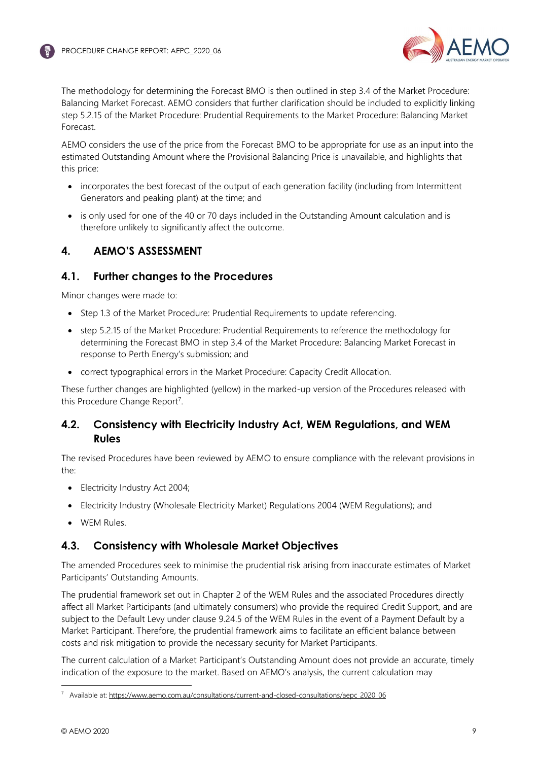The methodology for determining the Forecast BMO is then outlined in step 3.4 of the Market Procedure: Balancing Market Forecast. AEMO considers that further clarification should be included to explicitly linking step 5.2.15 of the Market Procedure: Prudential Requirements to the Market Procedure: Balancing Market Forecast.

AEMO considers the use of the price from the Forecast BMO to be appropriate for use as an input into the estimated Outstanding Amount where the Provisional Balancing Price is unavailable, and highlights that this price:

- incorporates the best forecast of the output of each generation facility (including from Intermittent Generators and peaking plant) at the time; and
- is only used for one of the 40 or 70 days included in the Outstanding Amount calculation and is therefore unlikely to significantly affect the outcome.

## 4. AEMO'S ASSESSMENT

### 4.1. Further changes to the Procedures

Minor changes were made to:

- Step 1.3 of the Market Procedure: Prudential Requirements to update referencing.
- step 5.2.15 of the Market Procedure: Prudential Requirements to reference the methodology for determining the Forecast BMO in step 3.4 of the Market Procedure: Balancing Market Forecast in response to Perth Energy's submission; and
- correct typographical errors in the Market Procedure: Capacity Credit Allocation.

These further changes are highlighted (yellow) in the marked-up version of the Procedures released with this Procedure Change Report[7].

### 4.2. Consistency with Electricity Industry Act, WEM Regulations, and WEM Rules

The revised Procedures have been reviewed by AEMO to ensure compliance with the relevant provisions in the:

- Electricity Industry Act 2004;
- Electricity Industry (Wholesale Electricity Market) Regulations 2004 (WEM Regulations); and
- WEM Rules.

### 4.3. Consistency with Wholesale Market Objectives

The amended Procedures seek to minimise the prudential risk arising from inaccurate estimates of Market Participants' Outstanding Amounts.

The prudential framework set out in Chapter 2 of the WEM Rules and the associated Procedures directly affect all Market Participants (and ultimately consumers) who provide the required Credit Support, and are subject to the Default Levy under clause 9.24.5 of the WEM Rules in the event of a Payment Default by a Market Participant. Therefore, the prudential framework aims to facilitate an efficient balance between costs and risk mitigation to provide the necessary security for Market Participants.

The current calculation of a Market Participant's Outstanding Amount does not provide an accurate, timely indication of the exposure to the market. Based on AEMO's analysis, the current calculation may

[7] Available at: https://www.aemo.com.au/consultations/current-and-closed-consultations/aepc_2020_06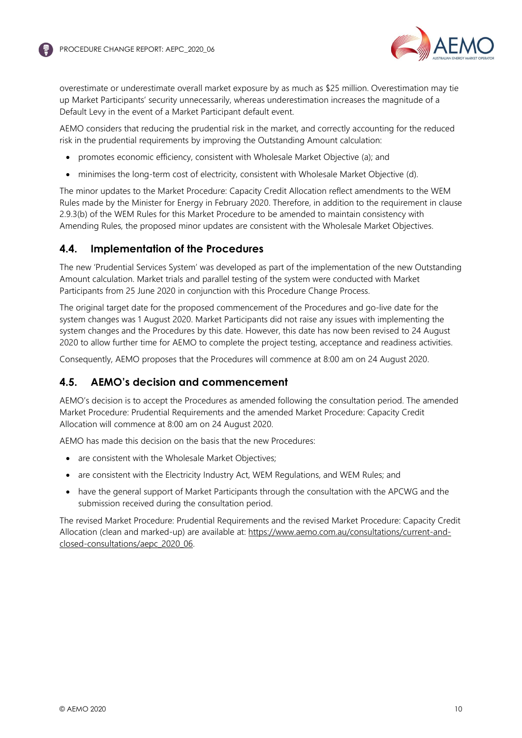overestimate or underestimate overall market exposure by as much as $25 million. Overestimation may tie up Market Participants' security unnecessarily, whereas underestimation increases the magnitude of a Default Levy in the event of a Market Participant default event.

AEMO considers that reducing the prudential risk in the market, and correctly accounting for the reduced risk in the prudential requirements by improving the Outstanding Amount calculation:

- promotes economic efficiency, consistent with Wholesale Market Objective (a); and
- minimises the long-term cost of electricity, consistent with Wholesale Market Objective (d).

The minor updates to the Market Procedure: Capacity Credit Allocation reflect amendments to the WEM Rules made by the Minister for Energy in February 2020. Therefore, in addition to the requirement in clause 2.9.3(b) of the WEM Rules for this Market Procedure to be amended to maintain consistency with Amending Rules, the proposed minor updates are consistent with the Wholesale Market Objectives.

## 4.4. Implementation of the Procedures

The new 'Prudential Services System' was developed as part of the implementation of the new Outstanding Amount calculation. Market trials and parallel testing of the system were conducted with Market Participants from 25 June 2020 in conjunction with this Procedure Change Process.

The original target date for the proposed commencement of the Procedures and go-live date for the system changes was 1 August 2020. Market Participants did not raise any issues with implementing the system changes and the Procedures by this date. However, this date has now been revised to 24 August 2020 to allow further time for AEMO to complete the project testing, acceptance and readiness activities.

Consequently, AEMO proposes that the Procedures will commence at 8:00 am on 24 August 2020.

## 4.5. AEMO's decision and commencement

AEMO's decision is to accept the Procedures as amended following the consultation period. The amended Market Procedure: Prudential Requirements and the amended Market Procedure: Capacity Credit Allocation will commence at 8:00 am on 24 August 2020.

AEMO has made this decision on the basis that the new Procedures:

- are consistent with the Wholesale Market Objectives;
- are consistent with the Electricity Industry Act, WEM Regulations, and WEM Rules; and
- have the general support of Market Participants through the consultation with the APCWG and the submission received during the consultation period.

The revised Market Procedure: Prudential Requirements and the revised Market Procedure: Capacity Credit Allocation (clean and marked-up) are available at: https://www.aemo.com.au/consultations/current-and-closed-consultations/aepc_2020_06.